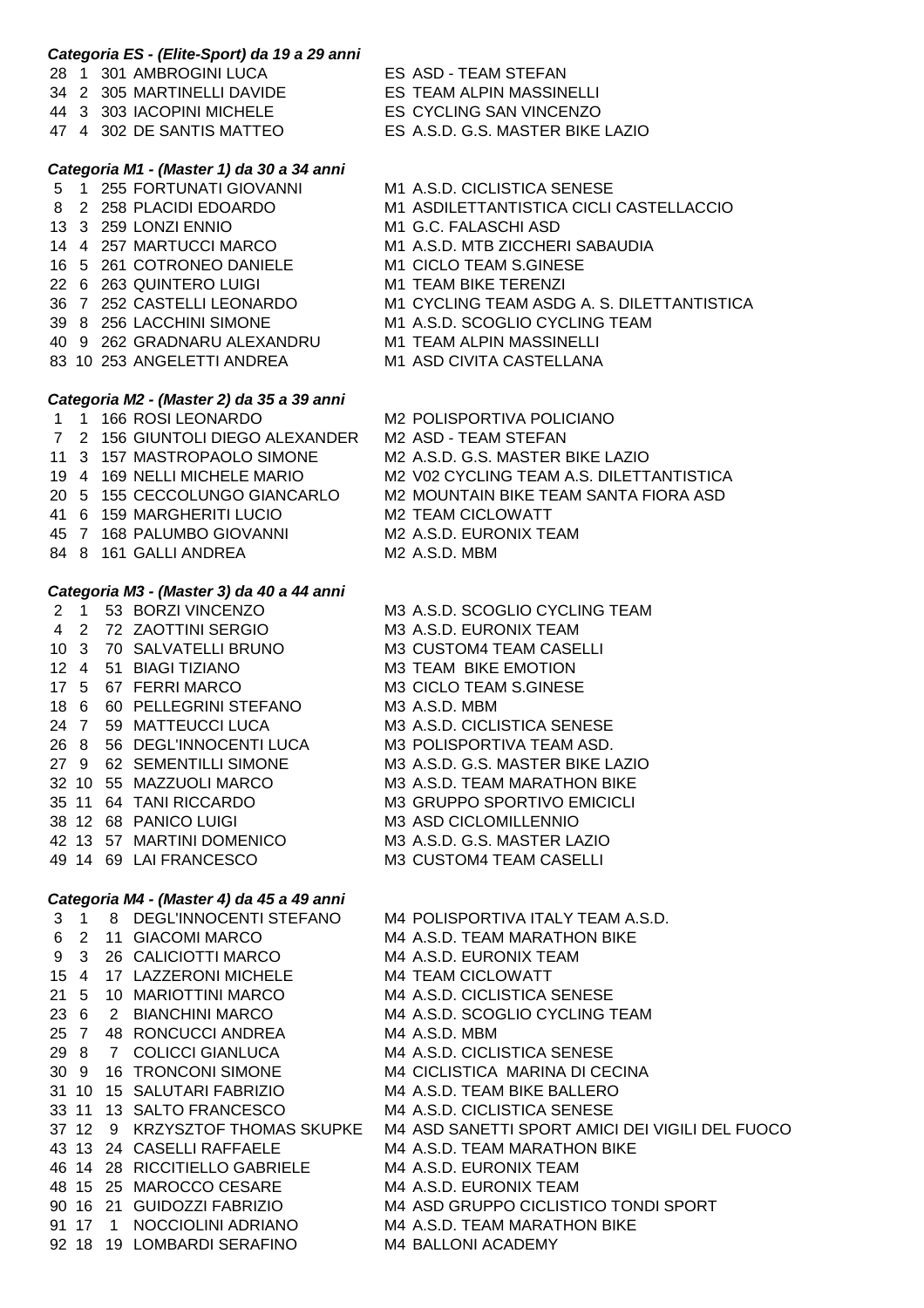### *Categoria ES - (Elite-Sport) da 19 a 29 anni*

| | | | | |
|---|---|---|---|---|
| 28 | 1 | 301 | AMBROGINI LUCA | ES ASD - TEAM STEFAN |
| 34 | 2 | 305 | MARTINELLI DAVIDE | ES TEAM ALPIN MASSINELLI |
| 44 | 3 | 303 | IACOPINI MICHELE | ES CYCLING SAN VINCENZO |
| 47 | 4 | 302 | DE SANTIS MATTEO | ES A.S.D. G.S. MASTER BIKE LAZIO |

### *Categoria M1 - (Master 1) da 30 a 34 anni*

| | | | | |
|---|---|---|---|---|
| 5 | 1 | 255 | FORTUNATI GIOVANNI | M1 A.S.D. CICLISTICA SENESE |
| 8 | 2 | 258 | PLACIDI EDOARDO | M1 ASDILETTANTISTICA CICLI CASTELLACCIO |
| 13 | 3 | 259 | LONZI ENNIO | M1 G.C. FALASCHI ASD |
| 14 | 4 | 257 | MARTUCCI MARCO | M1 A.S.D. MTB ZICCHERI SABAUDIA |
| 16 | 5 | 261 | COTRONEO DANIELE | M1 CICLO TEAM S.GINESE |
| 22 | 6 | 263 | QUINTERO LUIGI | M1 TEAM BIKE TERENZI |
| 36 | 7 | 252 | CASTELLI LEONARDO | M1 CYCLING TEAM ASDG A. S. DILETTANTISTICA |
| 39 | 8 | 256 | LACCHINI SIMONE | M1 A.S.D. SCOGLIO CYCLING TEAM |
| 40 | 9 | 262 | GRADNARU ALEXANDRU | M1 TEAM ALPIN MASSINELLI |
| 83 | 10 | 253 | ANGELETTI ANDREA | M1 ASD CIVITA CASTELLANA |

### *Categoria M2 - (Master 2) da 35 a 39 anni*

| | | | | |
|---|---|---|---|---|
| 1 | 1 | 166 | ROSI LEONARDO | M2 POLISPORTIVA POLICIANO |
| 7 | 2 | 156 | GIUNTOLI DIEGO ALEXANDER | M2 ASD - TEAM STEFAN |
| 11 | 3 | 157 | MASTROPAOLO SIMONE | M2 A.S.D. G.S. MASTER BIKE LAZIO |
| 19 | 4 | 169 | NELLI MICHELE MARIO | M2 V02 CYCLING TEAM A.S. DILETTANTISTICA |
| 20 | 5 | 155 | CECCOLUNGO GIANCARLO | M2 MOUNTAIN BIKE TEAM SANTA FIORA ASD |
| 41 | 6 | 159 | MARGHERITI LUCIO | M2 TEAM CICLOWATT |
| 45 | 7 | 168 | PALUMBO GIOVANNI | M2 A.S.D. EURONIX TEAM |
| 84 | 8 | 161 | GALLI ANDREA | M2 A.S.D. MBM |

### *Categoria M3 - (Master 3) da 40 a 44 anni*

| | | | | |
|---|---|---|---|---|
| 2 | 1 | 53 | BORZI VINCENZO | M3 A.S.D. SCOGLIO CYCLING TEAM |
| 4 | 2 | 72 | ZAOTTINI SERGIO | M3 A.S.D. EURONIX TEAM |
| 10 | 3 | 70 | SALVATELLI BRUNO | M3 CUSTOM4 TEAM CASELLI |
| 12 | 4 | 51 | BIAGI TIZIANO | M3 TEAM BIKE EMOTION |
| 17 | 5 | 67 | FERRI MARCO | M3 CICLO TEAM S.GINESE |
| 18 | 6 | 60 | PELLEGRINI STEFANO | M3 A.S.D. MBM |
| 24 | 7 | 59 | MATTEUCCI LUCA | M3 A.S.D. CICLISTICA SENESE |
| 26 | 8 | 56 | DEGL'INNOCENTI LUCA | M3 POLISPORTIVA TEAM ASD. |
| 27 | 9 | 62 | SEMENTILLI SIMONE | M3 A.S.D. G.S. MASTER BIKE LAZIO |
| 32 | 10 | 55 | MAZZUOLI MARCO | M3 A.S.D. TEAM MARATHON BIKE |
| 35 | 11 | 64 | TANI RICCARDO | M3 GRUPPO SPORTIVO EMICICLI |
| 38 | 12 | 68 | PANICO LUIGI | M3 ASD CICLOMILLENNIO |
| 42 | 13 | 57 | MARTINI DOMENICO | M3 A.S.D. G.S. MASTER LAZIO |
| 49 | 14 | 69 | LAI FRANCESCO | M3 CUSTOM4 TEAM CASELLI |

### *Categoria M4 - (Master 4) da 45 a 49 anni*

| | | | | |
|---|---|---|---|---|
| 3 | 1 | 8 | DEGL'INNOCENTI STEFANO | M4 POLISPORTIVA ITALY TEAM A.S.D. |
| 6 | 2 | 11 | GIACOMI MARCO | M4 A.S.D. TEAM MARATHON BIKE |
| 9 | 3 | 26 | CALICIOTTI MARCO | M4 A.S.D. EURONIX TEAM |
| 15 | 4 | 17 | LAZZERONI MICHELE | M4 TEAM CICLOWATT |
| 21 | 5 | 10 | MARIOTTINI MARCO | M4 A.S.D. CICLISTICA SENESE |
| 23 | 6 | 2 | BIANCHINI MARCO | M4 A.S.D. SCOGLIO CYCLING TEAM |
| 25 | 7 | 48 | RONCUCCI ANDREA | M4 A.S.D. MBM |
| 29 | 8 | 7 | COLICCI GIANLUCA | M4 A.S.D. CICLISTICA SENESE |
| 30 | 9 | 16 | TRONCONI SIMONE | M4 CICLISTICA MARINA DI CECINA |
| 31 | 10 | 15 | SALUTARI FABRIZIO | M4 A.S.D. TEAM BIKE BALLERO |
| 33 | 11 | 13 | SALTO FRANCESCO | M4 A.S.D. CICLISTICA SENESE |
| 37 | 12 | 9 | KRZYSZTOF THOMAS SKUPKE | M4 ASD SANETTI SPORT AMICI DEI VIGILI DEL FUOCO |
| 43 | 13 | 24 | CASELLI RAFFAELE | M4 A.S.D. TEAM MARATHON BIKE |
| 46 | 14 | 28 | RICCITIELLO GABRIELE | M4 A.S.D. EURONIX TEAM |
| 48 | 15 | 25 | MAROCCO CESARE | M4 A.S.D. EURONIX TEAM |
| 90 | 16 | 21 | GUIDOZZI FABRIZIO | M4 ASD GRUPPO CICLISTICO TONDI SPORT |
| 91 | 17 | 1 | NOCCIOLINI ADRIANO | M4 A.S.D. TEAM MARATHON BIKE |
| 92 | 18 | 19 | LOMBARDI SERAFINO | M4 BALLONI ACADEMY |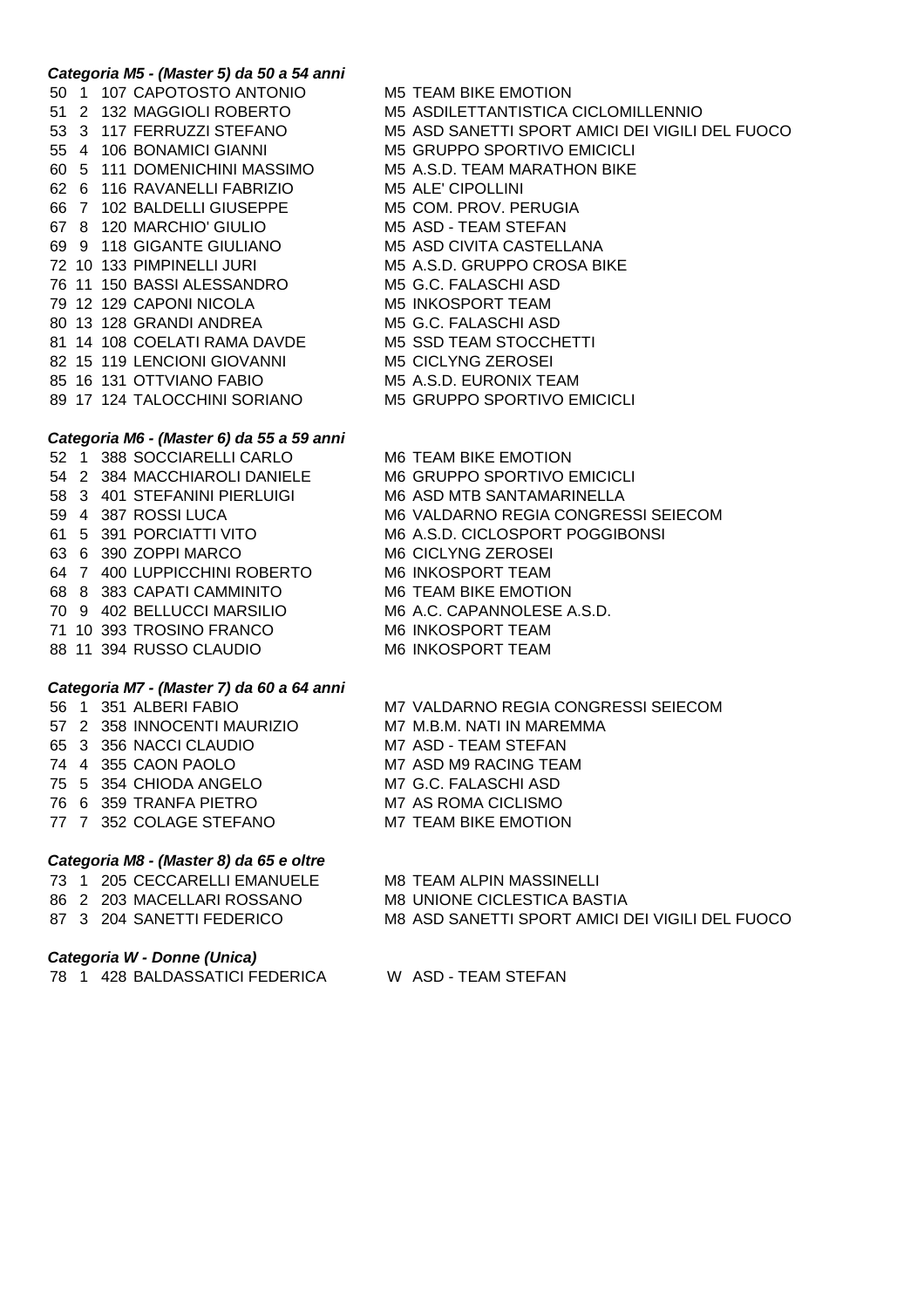### *Categoria M5 - (Master 5) da 50 a 54 anni*

| | | | | | |
|---|---|---|---|---|---|
| 50 | 1 | 107 | CAPOTOSTO ANTONIO | M5 | TEAM BIKE EMOTION |
| 51 | 2 | 132 | MAGGIOLI ROBERTO | M5 | ASDILETTANTISTICA CICLOMILLENNIO |
| 53 | 3 | 117 | FERRUZZI STEFANO | M5 | ASD SANETTI SPORT AMICI DEI VIGILI DEL FUOCO |
| 55 | 4 | 106 | BONAMICI GIANNI | M5 | GRUPPO SPORTIVO EMICICLI |
| 60 | 5 | 111 | DOMENICHINI MASSIMO | M5 | A.S.D. TEAM MARATHON BIKE |
| 62 | 6 | 116 | RAVANELLI FABRIZIO | M5 | ALE' CIPOLLINI |
| 66 | 7 | 102 | BALDELLI GIUSEPPE | M5 | COM. PROV. PERUGIA |
| 67 | 8 | 120 | MARCHIO' GIULIO | M5 | ASD - TEAM STEFAN |
| 69 | 9 | 118 | GIGANTE GIULIANO | M5 | ASD CIVITA CASTELLANA |
| 72 | 10 | 133 | PIMPINELLI JURI | M5 | A.S.D. GRUPPO CROSA BIKE |
| 76 | 11 | 150 | BASSI ALESSANDRO | M5 | G.C. FALASCHI ASD |
| 79 | 12 | 129 | CAPONI NICOLA | M5 | INKOSPORT TEAM |
| 80 | 13 | 128 | GRANDI ANDREA | M5 | G.C. FALASCHI ASD |
| 81 | 14 | 108 | COELATI RAMA DAVDE | M5 | SSD TEAM STOCCHETTI |
| 82 | 15 | 119 | LENCIONI GIOVANNI | M5 | CICLYNG ZEROSEI |
| 85 | 16 | 131 | OTTVIANO FABIO | M5 | A.S.D. EURONIX TEAM |
| 89 | 17 | 124 | TALOCCHINI SORIANO | M5 | GRUPPO SPORTIVO EMICICLI |

### *Categoria M6 - (Master 6) da 55 a 59 anni*

| | | | | | |
|---|---|---|---|---|---|
| 52 | 1 | 388 | SOCCIARELLI CARLO | M6 | TEAM BIKE EMOTION |
| 54 | 2 | 384 | MACCHIAROLI DANIELE | M6 | GRUPPO SPORTIVO EMICICLI |
| 58 | 3 | 401 | STEFANINI PIERLUIGI | M6 | ASD MTB SANTAMARINELLA |
| 59 | 4 | 387 | ROSSI LUCA | M6 | VALDARNO REGIA CONGRESSI SEIECOM |
| 61 | 5 | 391 | PORCIATTI VITO | M6 | A.S.D. CICLOSPORT POGGIBONSI |
| 63 | 6 | 390 | ZOPPI MARCO | M6 | CICLYNG ZEROSEI |
| 64 | 7 | 400 | LUPPICCHINI ROBERTO | M6 | INKOSPORT TEAM |
| 68 | 8 | 383 | CAPATI CAMMINITO | M6 | TEAM BIKE EMOTION |
| 70 | 9 | 402 | BELLUCCI MARSILIO | M6 | A.C. CAPANNOLESE A.S.D. |
| 71 | 10 | 393 | TROSINO FRANCO | M6 | INKOSPORT TEAM |
| 88 | 11 | 394 | RUSSO CLAUDIO | M6 | INKOSPORT TEAM |

### *Categoria M7 - (Master 7) da 60 a 64 anni*

| | | | | | |
|---|---|---|---|---|---|
| 56 | 1 | 351 | ALBERI FABIO | M7 | VALDARNO REGIA CONGRESSI SEIECOM |
| 57 | 2 | 358 | INNOCENTI MAURIZIO | M7 | M.B.M. NATI IN MAREMMA |
| 65 | 3 | 356 | NACCI CLAUDIO | M7 | ASD - TEAM STEFAN |
| 74 | 4 | 355 | CAON PAOLO | M7 | ASD M9 RACING TEAM |
| 75 | 5 | 354 | CHIODA ANGELO | M7 | G.C. FALASCHI ASD |
| 76 | 6 | 359 | TRANFA PIETRO | M7 | AS ROMA CICLISMO |
| 77 | 7 | 352 | COLAGE STEFANO | M7 | TEAM BIKE EMOTION |

### *Categoria M8 - (Master 8) da 65 e oltre*

| | | | | | |
|---|---|---|---|---|---|
| 73 | 1 | 205 | CECCARELLI EMANUELE | M8 | TEAM ALPIN MASSINELLI |
| 86 | 2 | 203 | MACELLARI ROSSANO | M8 | UNIONE CICLESTICA BASTIA |
| 87 | 3 | 204 | SANETTI FEDERICO | M8 | ASD SANETTI SPORT AMICI DEI VIGILI DEL FUOCO |

### *Categoria W - Donne (Unica)*

| | | | | | |
|---|---|---|---|---|---|
| 78 | 1 | 428 | BALDASSATICI FEDERICA | W | ASD - TEAM STEFAN |